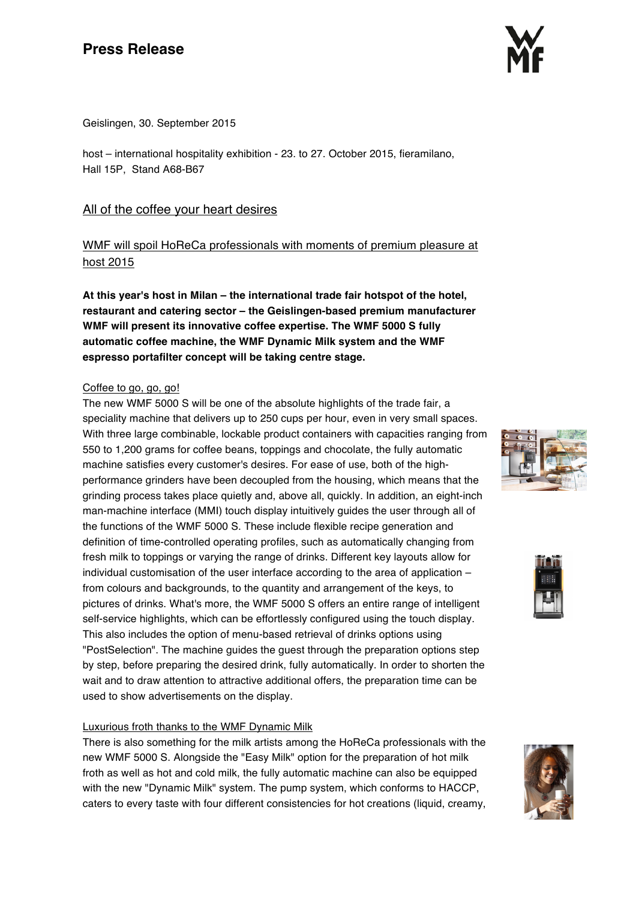# Press Release

Geislingen, 30. September 2015

host – international hospitality exhibition - 23. to 27. October 2015, fieramilano, Hall 15P, Stand A68-B67

## All of the coffee your heart desires

### WMF will spoil HoReCa professionals with moments of premium pleasure at host 2015

**At this year's host in Milan – the international trade fair hotspot of the hotel, restaurant and catering sector – the Geislingen-based premium manufacturer WMF will present its innovative coffee expertise. The WMF 5000 S fully automatic coffee machine, the WMF Dynamic Milk system and the WMF espresso portafilter concept will be taking centre stage.**

#### Coffee to go, go, go!

The new WMF 5000 S will be one of the absolute highlights of the trade fair, a speciality machine that delivers up to 250 cups per hour, even in very small spaces. With three large combinable, lockable product containers with capacities ranging from 550 to 1,200 grams for coffee beans, toppings and chocolate, the fully automatic machine satisfies every customer's desires. For ease of use, both of the high-performance grinders have been decoupled from the housing, which means that the grinding process takes place quietly and, above all, quickly. In addition, an eight-inch man-machine interface (MMI) touch display intuitively guides the user through all of the functions of the WMF 5000 S. These include flexible recipe generation and definition of time-controlled operating profiles, such as automatically changing from fresh milk to toppings or varying the range of drinks. Different key layouts allow for individual customisation of the user interface according to the area of application – from colours and backgrounds, to the quantity and arrangement of the keys, to pictures of drinks. What's more, the WMF 5000 S offers an entire range of intelligent self-service highlights, which can be effortlessly configured using the touch display. This also includes the option of menu-based retrieval of drinks options using "PostSelection". The machine guides the guest through the preparation options step by step, before preparing the desired drink, fully automatically. In order to shorten the wait and to draw attention to attractive additional offers, the preparation time can be used to show advertisements on the display.

#### Luxurious froth thanks to the WMF Dynamic Milk

There is also something for the milk artists among the HoReCa professionals with the new WMF 5000 S. Alongside the "Easy Milk" option for the preparation of hot milk froth as well as hot and cold milk, the fully automatic machine can also be equipped with the new "Dynamic Milk" system. The pump system, which conforms to HACCP, caters to every taste with four different consistencies for hot creations (liquid, creamy,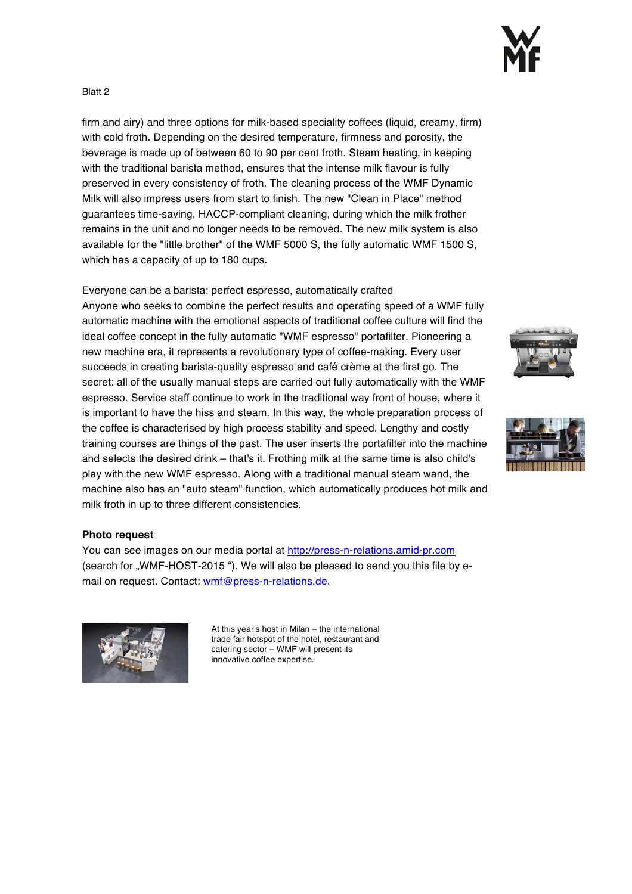Blatt 2

firm and airy) and three options for milk-based speciality coffees (liquid, creamy, firm) with cold froth. Depending on the desired temperature, firmness and porosity, the beverage is made up of between 60 to 90 per cent froth. Steam heating, in keeping with the traditional barista method, ensures that the intense milk flavour is fully preserved in every consistency of froth. The cleaning process of the WMF Dynamic Milk will also impress users from start to finish. The new "Clean in Place" method guarantees time-saving, HACCP-compliant cleaning, during which the milk frother remains in the unit and no longer needs to be removed. The new milk system is also available for the "little brother" of the WMF 5000 S, the fully automatic WMF 1500 S, which has a capacity of up to 180 cups.

Everyone can be a barista: perfect espresso, automatically crafted

Anyone who seeks to combine the perfect results and operating speed of a WMF fully automatic machine with the emotional aspects of traditional coffee culture will find the ideal coffee concept in the fully automatic "WMF espresso" portafilter. Pioneering a new machine era, it represents a revolutionary type of coffee-making. Every user succeeds in creating barista-quality espresso and café crème at the first go. The secret: all of the usually manual steps are carried out fully automatically with the WMF espresso. Service staff continue to work in the traditional way front of house, where it is important to have the hiss and steam. In this way, the whole preparation process of the coffee is characterised by high process stability and speed. Lengthy and costly training courses are things of the past. The user inserts the portafilter into the machine and selects the desired drink – that's it. Frothing milk at the same time is also child's play with the new WMF espresso. Along with a traditional manual steam wand, the machine also has an "auto steam" function, which automatically produces hot milk and milk froth in up to three different consistencies.

**Photo request**

You can see images on our media portal at http://press-n-relations.amid-pr.com (search for „WMF-HOST-2015 "). We will also be pleased to send you this file by e-mail on request. Contact: wmf@press-n-relations.de.

At this year's host in Milan – the international trade fair hotspot of the hotel, restaurant and catering sector – WMF will present its innovative coffee expertise.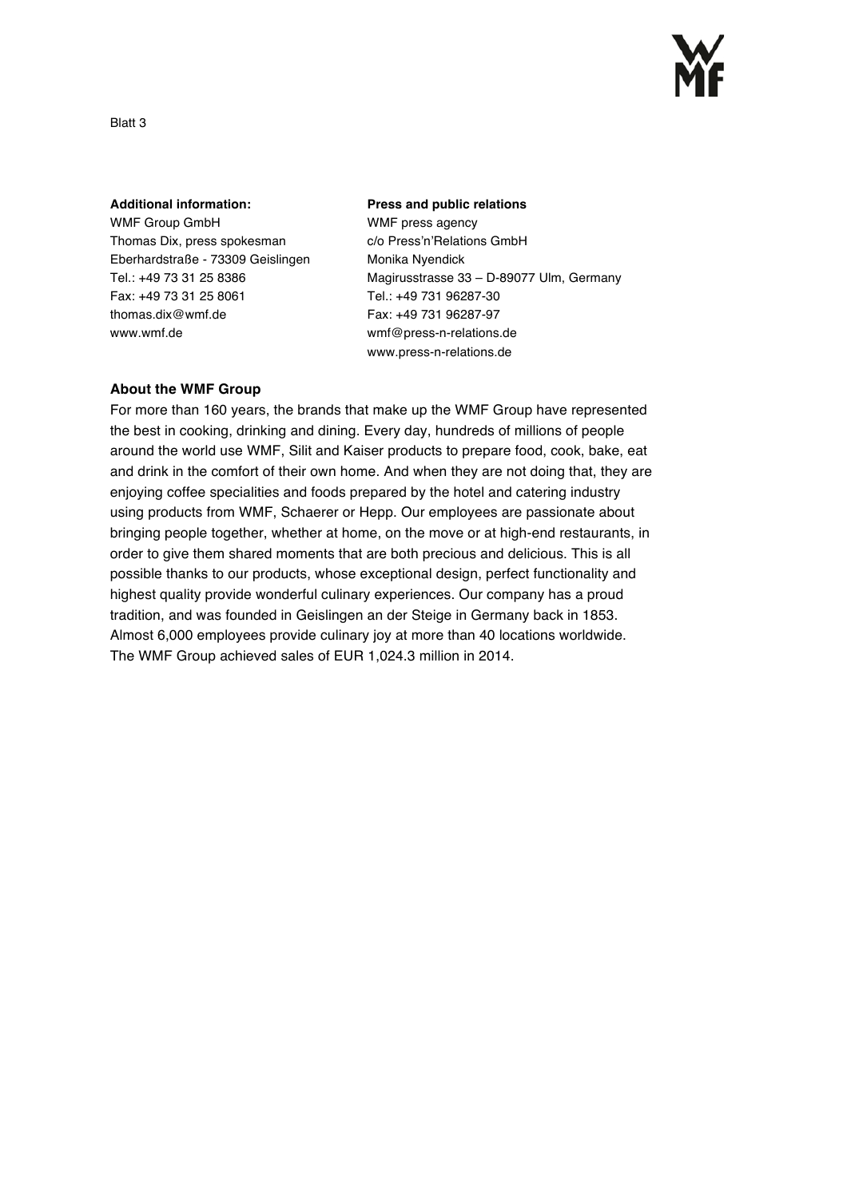**Additional information:**
WMF Group GmbH
Thomas Dix, press spokesman
Eberhardstraße - 73309 Geislingen
Tel.: +49 73 31 25 8386
Fax: +49 73 31 25 8061
thomas.dix@wmf.de
www.wmf.de

**Press and public relations**
WMF press agency
c/o Press'n'Relations GmbH
Monika Nyendick
Magirusstrasse 33 – D-89077 Ulm, Germany
Tel.: +49 731 96287-30
Fax: +49 731 96287-97
wmf@press-n-relations.de
www.press-n-relations.de

**About the WMF Group**

For more than 160 years, the brands that make up the WMF Group have represented the best in cooking, drinking and dining. Every day, hundreds of millions of people around the world use WMF, Silit and Kaiser products to prepare food, cook, bake, eat and drink in the comfort of their own home. And when they are not doing that, they are enjoying coffee specialities and foods prepared by the hotel and catering industry using products from WMF, Schaerer or Hepp. Our employees are passionate about bringing people together, whether at home, on the move or at high-end restaurants, in order to give them shared moments that are both precious and delicious. This is all possible thanks to our products, whose exceptional design, perfect functionality and highest quality provide wonderful culinary experiences. Our company has a proud tradition, and was founded in Geislingen an der Steige in Germany back in 1853. Almost 6,000 employees provide culinary joy at more than 40 locations worldwide. The WMF Group achieved sales of EUR 1,024.3 million in 2014.